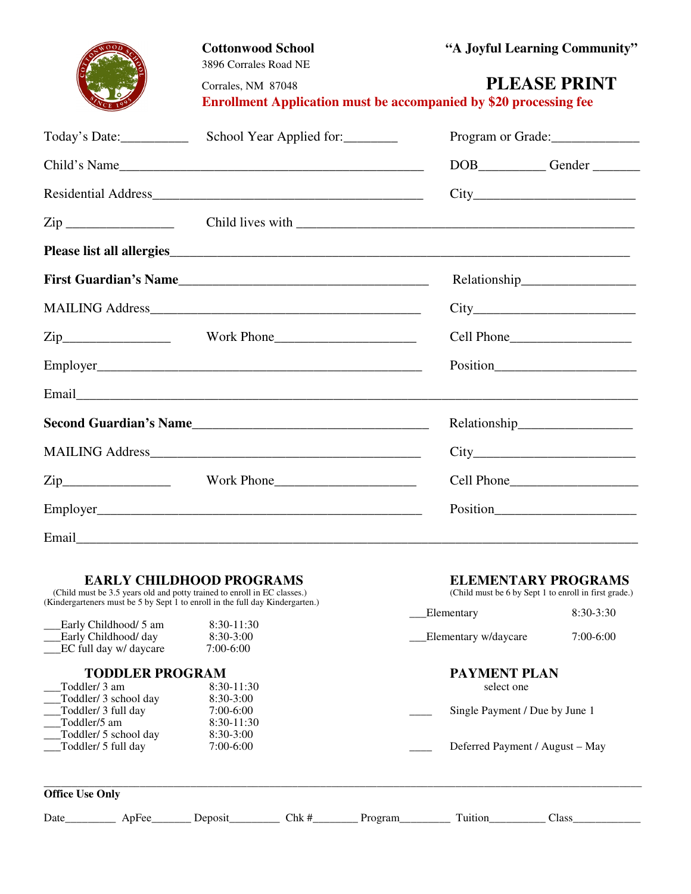**Cottonwood School**
3896 Corrales Road NE
Corrales, NM 87048

**"A Joyful Learning Community"**

# PLEASE PRINT

**Enrollment Application must be accompanied by $20 processing fee**

Today's Date:__________ School Year Applied for:________ Program or Grade:_____________

Child's Name_______________________________________________ DOB_________ Gender _______

Residential Address________________________________________ City_______________________

Zip _______________ Child lives with ____________________________________________________

**Please list all allergies**_________________________________________________________________

**First Guardian's Name**_____________________________________ Relationship________________

MAILING Address__________________________________________ City_______________________

Zip_______________ Work Phone____________________ Cell Phone__________________

Employer_________________________________________________ Position____________________

Email_________________________________________________________________________________

**Second Guardian's Name**___________________________________ Relationship________________

MAILING Address__________________________________________ City_______________________

Zip_______________ Work Phone____________________ Cell Phone__________________

Employer_________________________________________________ Position____________________

Email_________________________________________________________________________________

## EARLY CHILDHOOD PROGRAMS

(Child must be 3.5 years old and potty trained to enroll in EC classes.)
(Kindergarteners must be 5 by Sept 1 to enroll in the full day Kindergarten.)

___Early Childhood/ 5 am 8:30-11:30
___Early Childhood/ day 8:30-3:00
___EC full day w/ daycare 7:00-6:00

## TODDLER PROGRAM

___Toddler/ 3 am 8:30-11:30
___Toddler/ 3 school day 8:30-3:00
___Toddler/ 3 full day 7:00-6:00
___Toddler/5 am 8:30-11:30
___Toddler/ 5 school day 8:30-3:00
___Toddler/ 5 full day 7:00-6:00

## ELEMENTARY PROGRAMS

(Child must be 6 by Sept 1 to enroll in first grade.)

___Elementary 8:30-3:30

___Elementary w/daycare 7:00-6:00

## PAYMENT PLAN

select one

____ Single Payment / Due by June 1

____ Deferred Payment / August – May

---

**Office Use Only**

Date_________ ApFee_______ Deposit________ Chk #________ Program_________ Tuition_________ Class____________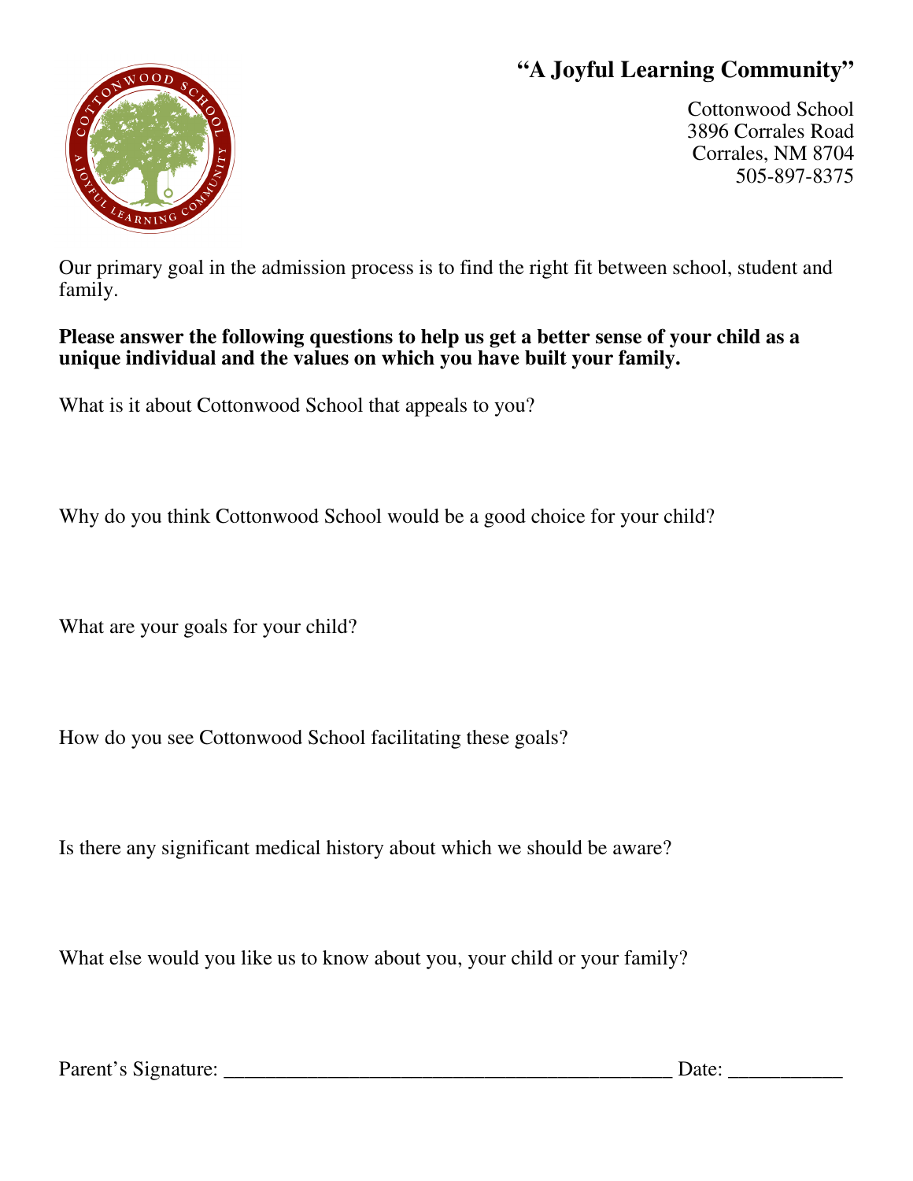## "A Joyful Learning Community"

Cottonwood School
3896 Corrales Road
Corrales, NM 8704
505-897-8375

Our primary goal in the admission process is to find the right fit between school, student and family.

**Please answer the following questions to help us get a better sense of your child as a unique individual and the values on which you have built your family.**

What is it about Cottonwood School that appeals to you?

Why do you think Cottonwood School would be a good choice for your child?

What are your goals for your child?

How do you see Cottonwood School facilitating these goals?

Is there any significant medical history about which we should be aware?

What else would you like us to know about you, your child or your family?

Parent's Signature: ___________________________________________ Date: ___________